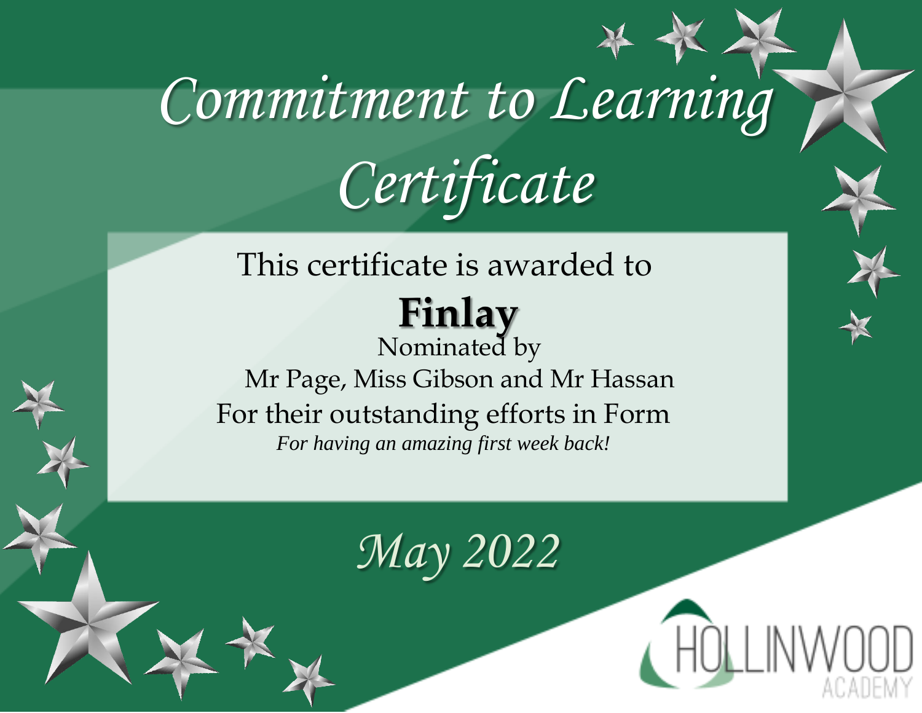# Commitment to Learning Certificate

This certificate is awarded to

**Finlay**

Nominated by

Mr Page, Miss Gibson and Mr Hassan

For their outstanding efforts in Form

*For having an amazing first week back!*

*May 2022*

HOLLINWOOD ACADEMY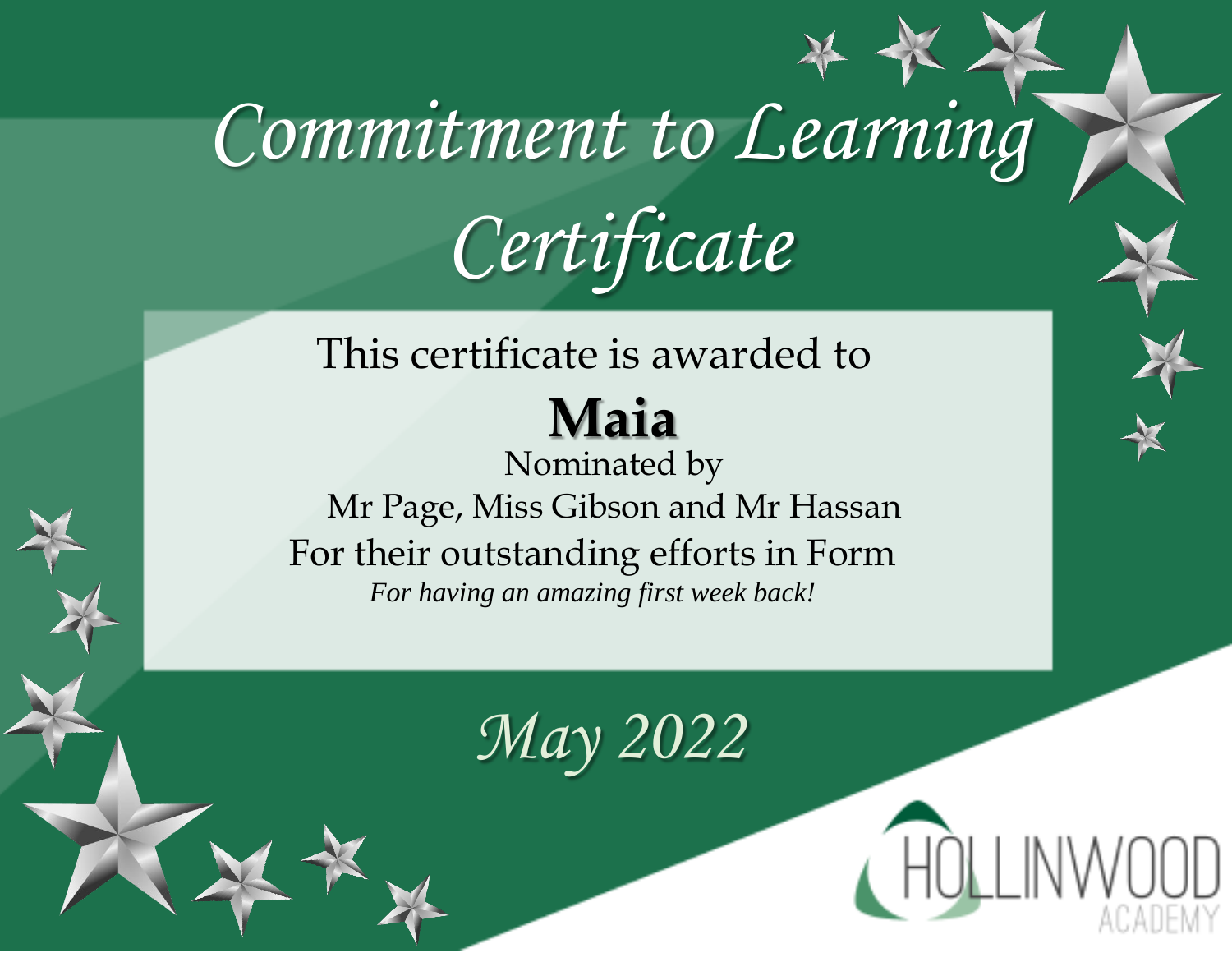# Commitment to Learning Certificate

This certificate is awarded to

**Maia**

Nominated by

Mr Page, Miss Gibson and Mr Hassan

For their outstanding efforts in Form

*For having an amazing first week back!*

*May 2022*

HOLLINWOOD ACADEMY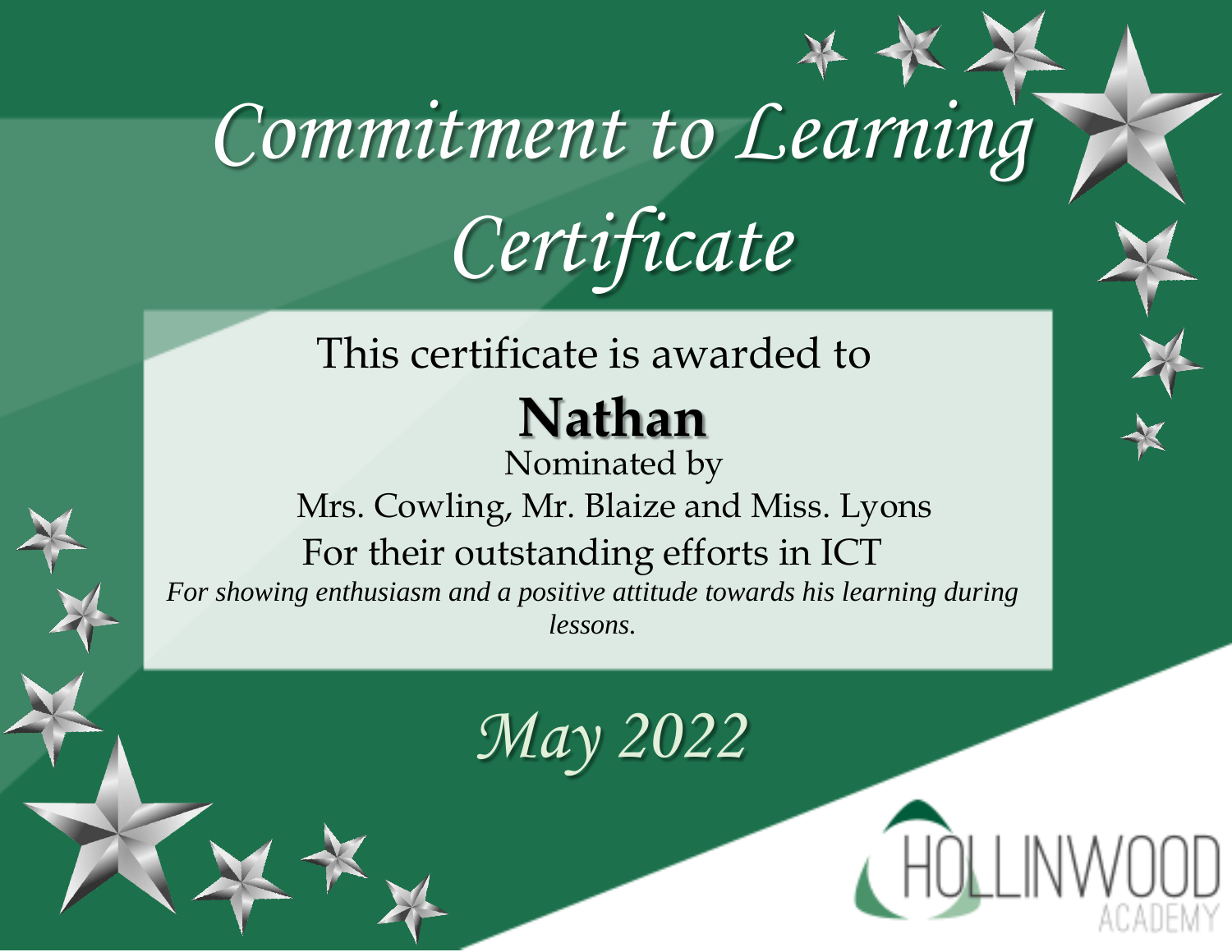# Commitment to Learning Certificate

This certificate is awarded to

**Nathan**

Nominated by

Mrs. Cowling, Mr. Blaize and Miss. Lyons

For their outstanding efforts in ICT

*For showing enthusiasm and a positive attitude towards his learning during lessons.*

*May 2022*

HOLLINWOOD ACADEMY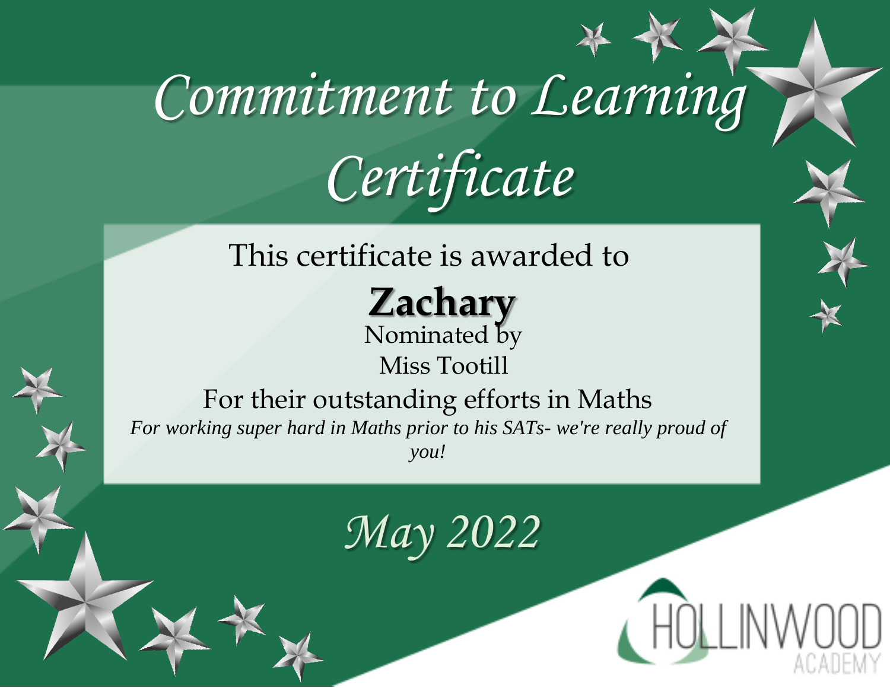# Commitment to Learning Certificate

This certificate is awarded to

**Zachary**

Nominated by

Miss Tootill

For their outstanding efforts in Maths

*For working super hard in Maths prior to his SATs- we're really proud of you!*

*May 2022*

HOLLINWOOD ACADEMY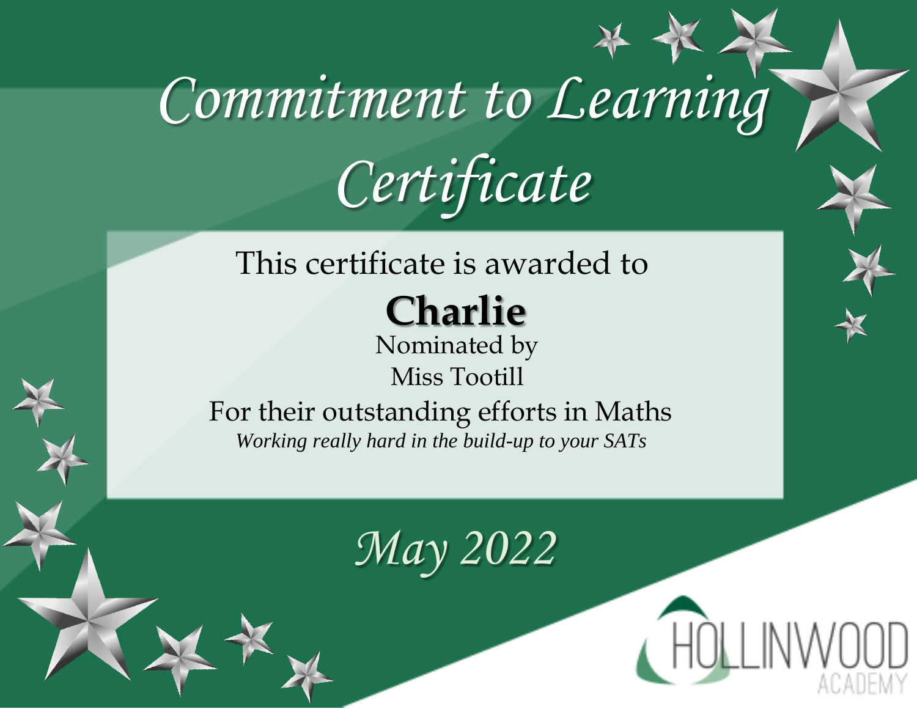# Commitment to Learning Certificate

This certificate is awarded to

**Charlie**

Nominated by

Miss Tootill

For their outstanding efforts in Maths

*Working really hard in the build-up to your SATs*

*May 2022*

HOLLINWOOD ACADEMY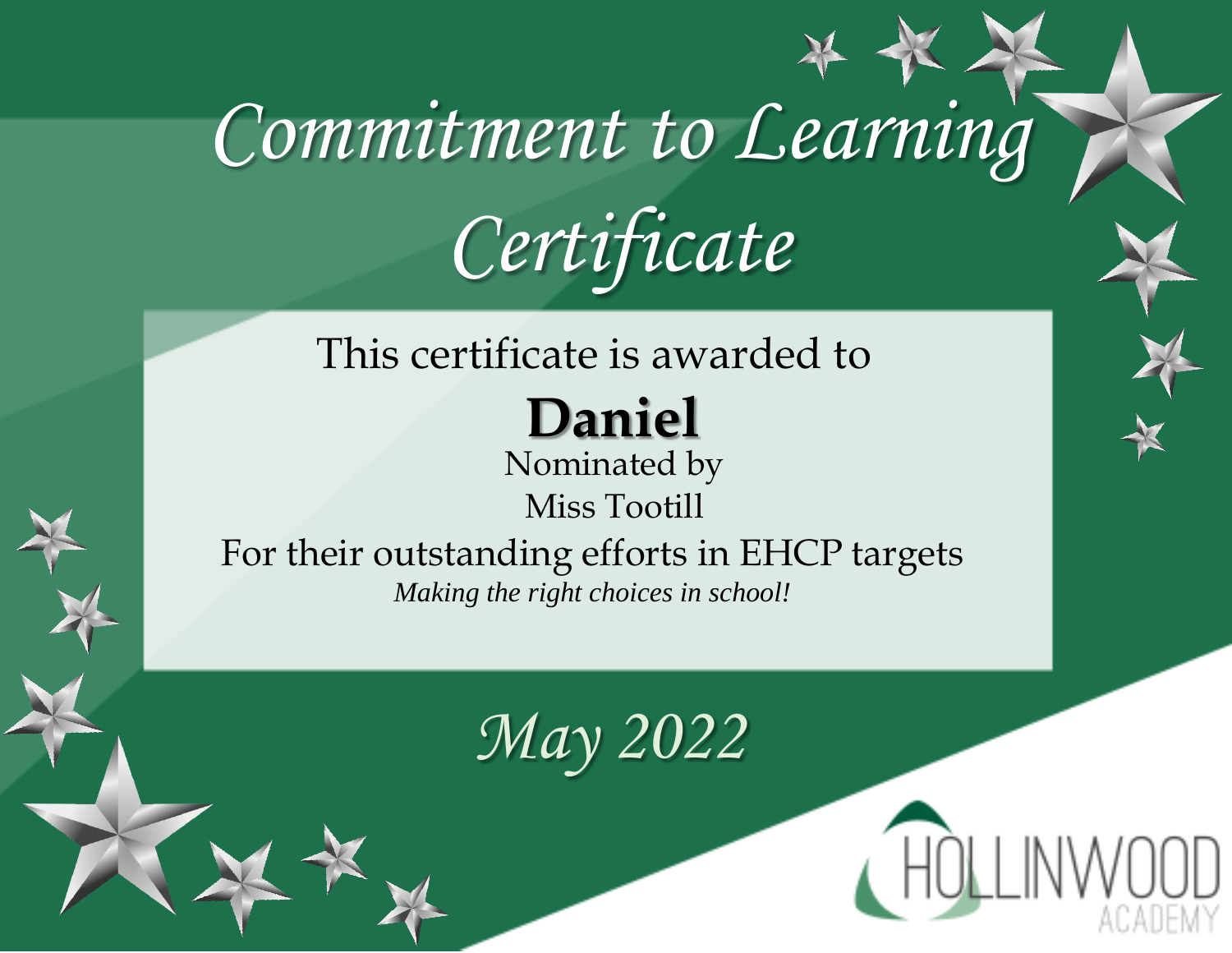# Commitment to Learning Certificate

This certificate is awarded to

**Daniel**

Nominated by

Miss Tootill

For their outstanding efforts in EHCP targets

*Making the right choices in school!*

*May 2022*

HOLLINWOOD ACADEMY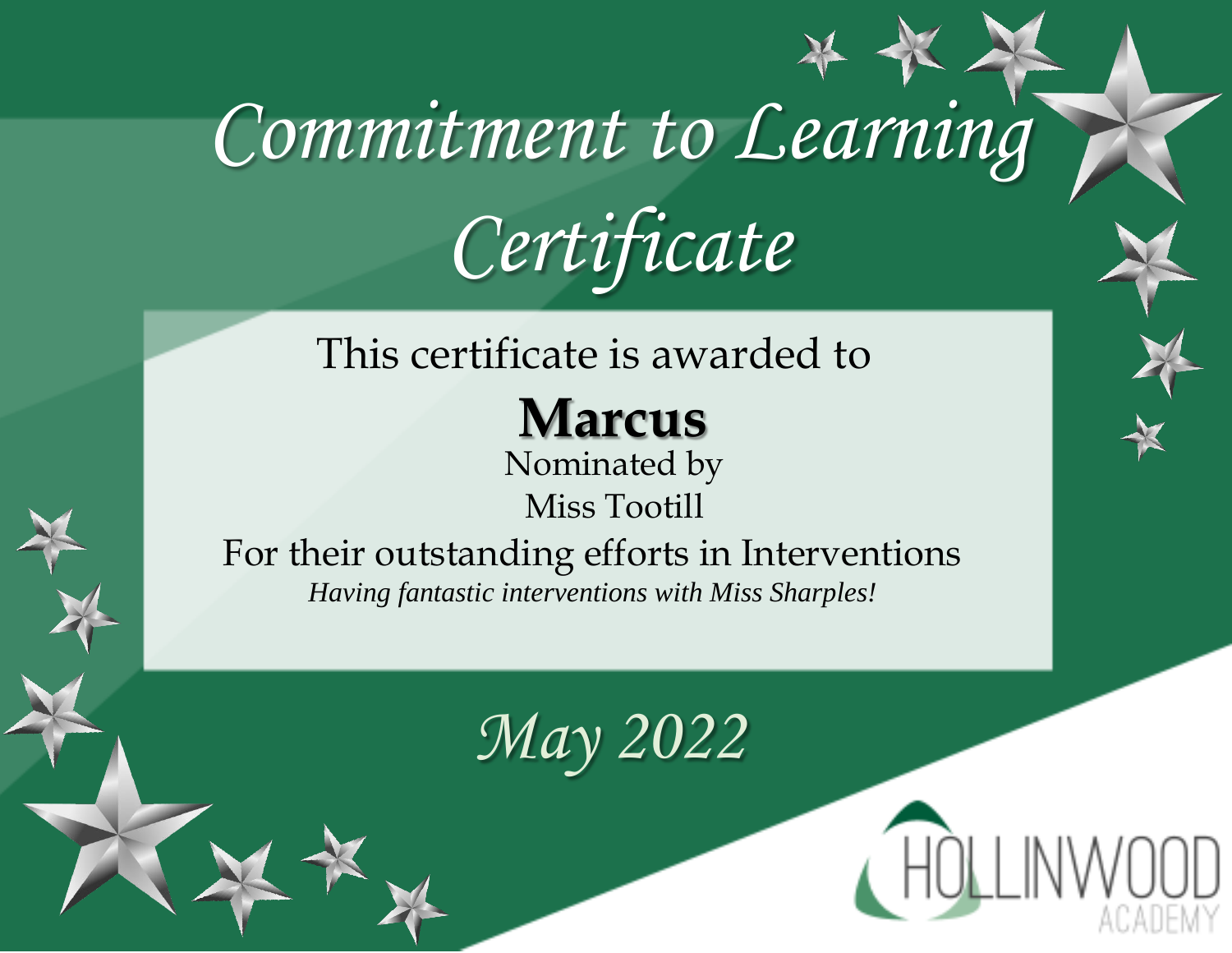# Commitment to Learning Certificate

This certificate is awarded to

**Marcus**

Nominated by

Miss Tootill

For their outstanding efforts in Interventions

*Having fantastic interventions with Miss Sharples!*

*May 2022*

HOLLINWOOD ACADEMY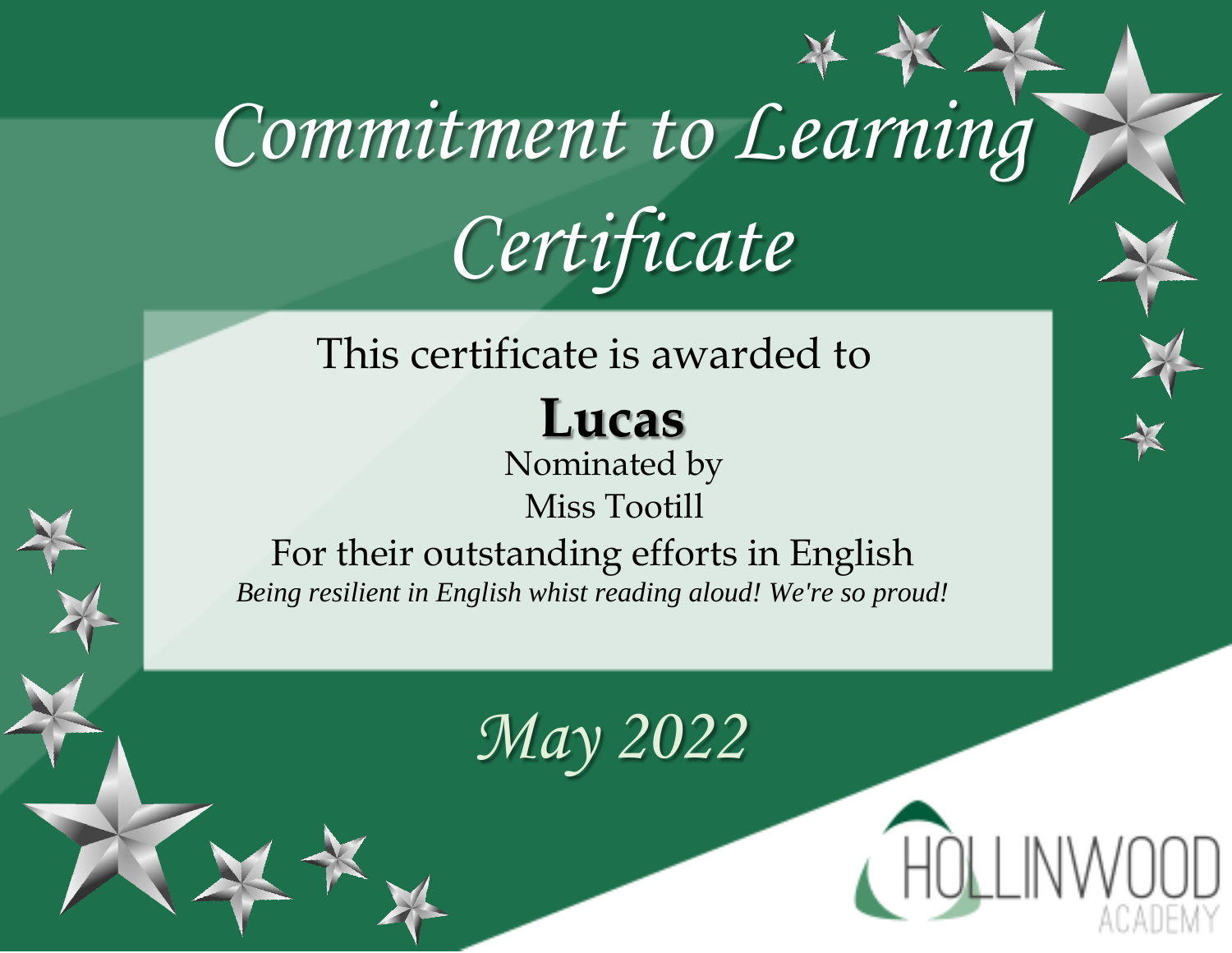# Commitment to Learning Certificate

This certificate is awarded to

**Lucas**

Nominated by

Miss Tootill

For their outstanding efforts in English

*Being resilient in English whist reading aloud! We're so proud!*

*May 2022*

HOLLINWOOD ACADEMY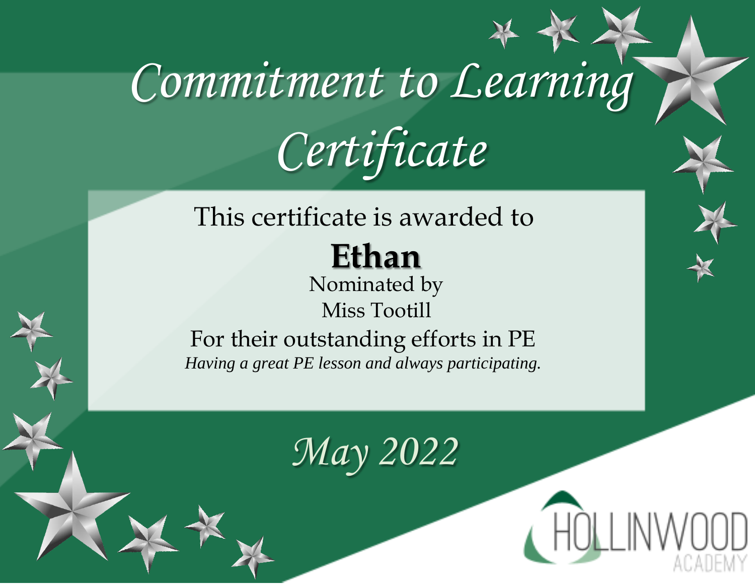# Commitment to Learning Certificate

This certificate is awarded to

**Ethan**

Nominated by

Miss Tootill

For their outstanding efforts in PE

*Having a great PE lesson and always participating.*

*May 2022*

HOLLINWOOD ACADEMY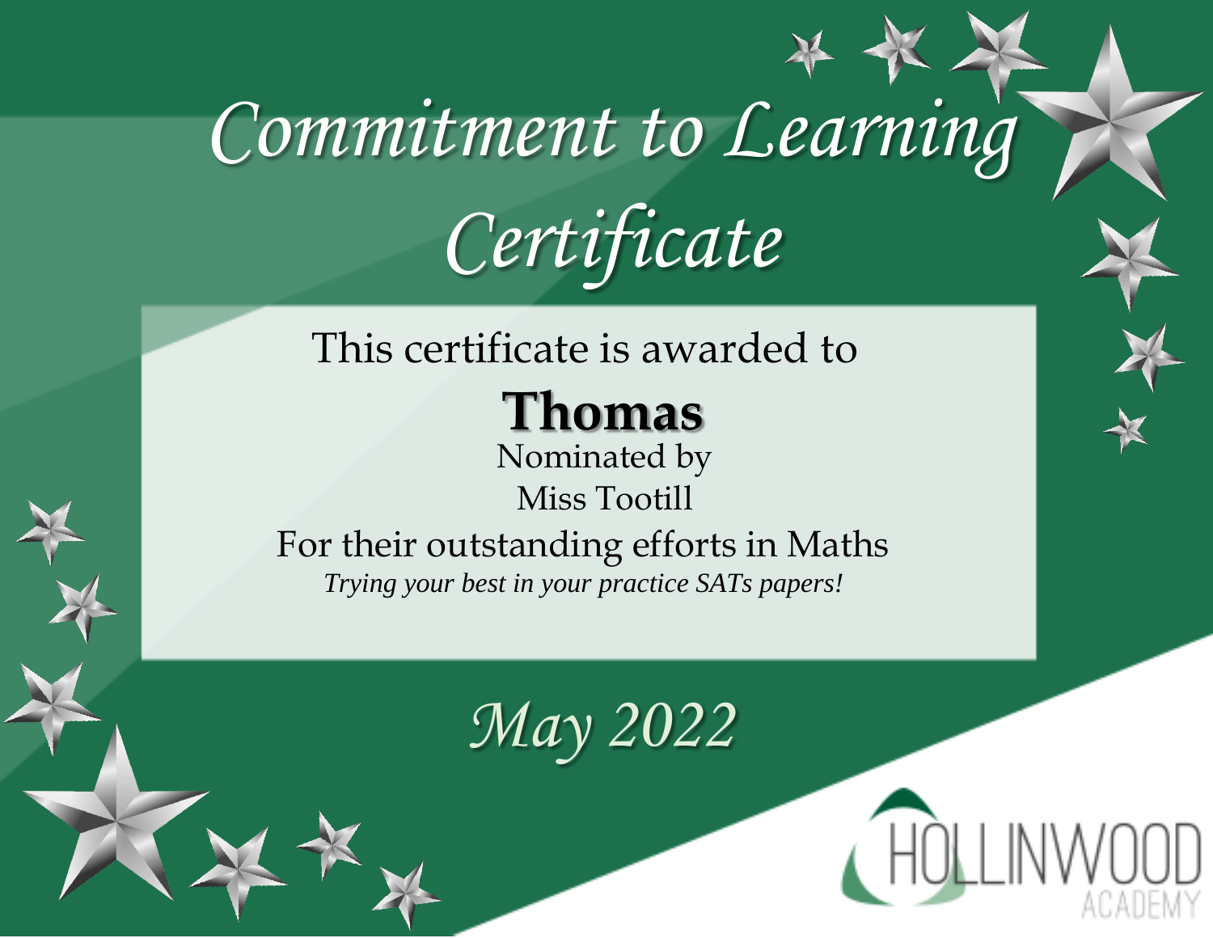# Commitment to Learning Certificate

This certificate is awarded to

**Thomas**

Nominated by

Miss Tootill

For their outstanding efforts in Maths

*Trying your best in your practice SATs papers!*

*May 2022*

HOLLINWOOD ACADEMY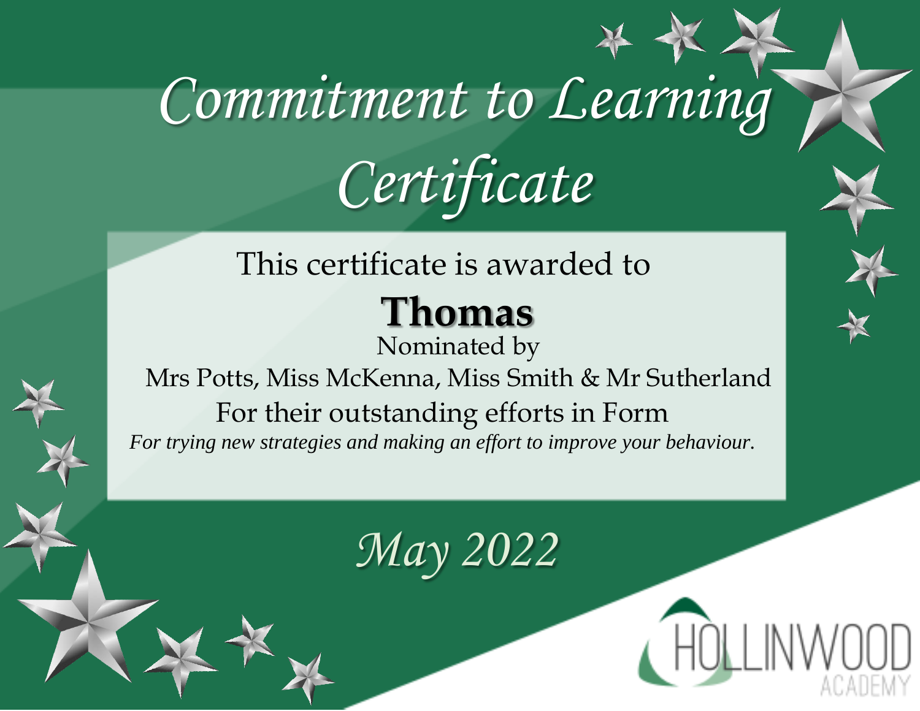# Commitment to Learning Certificate

This certificate is awarded to

**Thomas**

Nominated by

Mrs Potts, Miss McKenna, Miss Smith & Mr Sutherland

For their outstanding efforts in Form

*For trying new strategies and making an effort to improve your behaviour.*

*May 2022*

HOLLINWOOD ACADEMY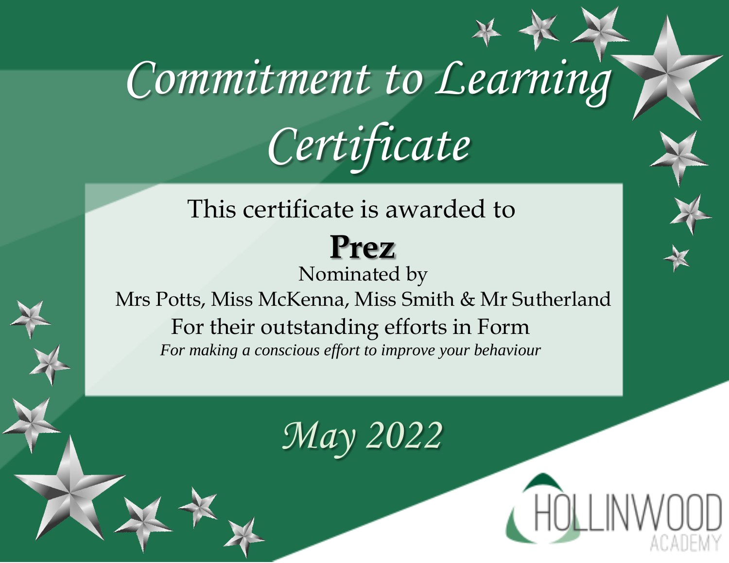# Commitment to Learning Certificate

This certificate is awarded to

**Prez**

Nominated by

Mrs Potts, Miss McKenna, Miss Smith & Mr Sutherland

For their outstanding efforts in Form

*For making a conscious effort to improve your behaviour*

*May 2022*

HOLLINWOOD ACADEMY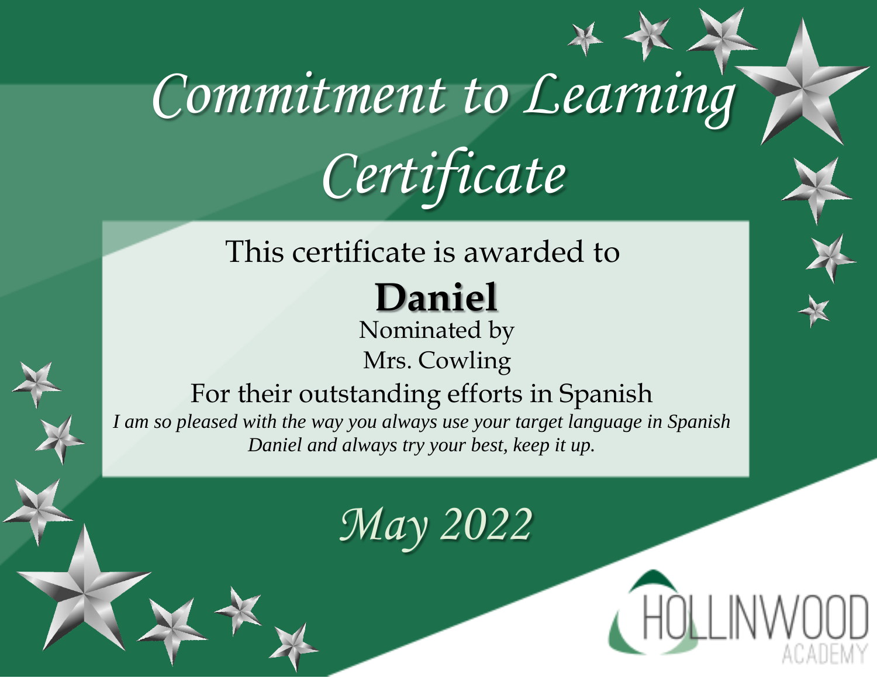# Commitment to Learning Certificate

This certificate is awarded to

**Daniel**

Nominated by

Mrs. Cowling

For their outstanding efforts in Spanish

*I am so pleased with the way you always use your target language in Spanish Daniel and always try your best, keep it up.*

*May 2022*

HOLLINWOOD ACADEMY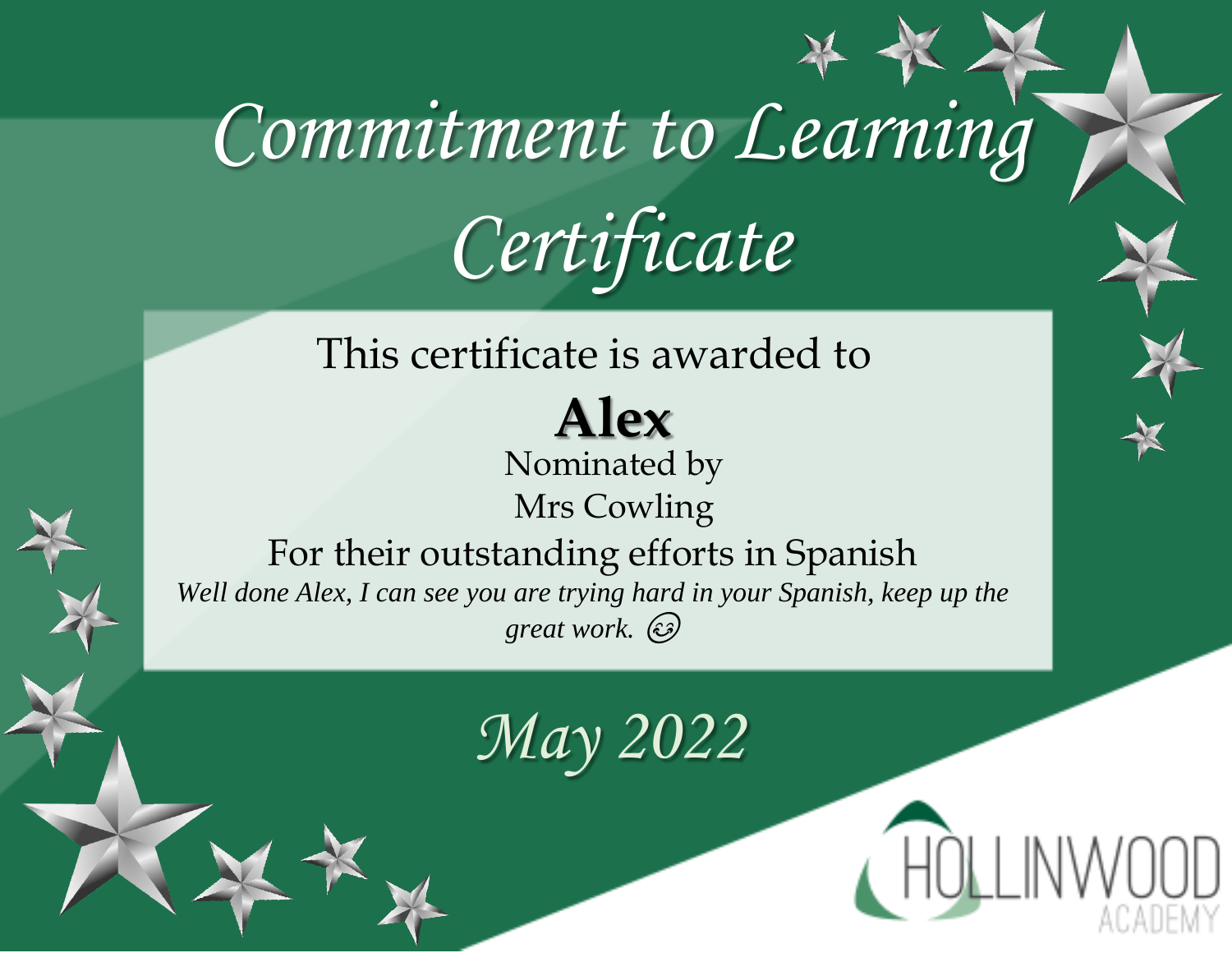# Commitment to Learning Certificate

This certificate is awarded to

**Alex**

Nominated by

Mrs Cowling

For their outstanding efforts in Spanish

*Well done Alex, I can see you are trying hard in your Spanish, keep up the great work.* 😊

*May 2022*

HOLLINWOOD ACADEMY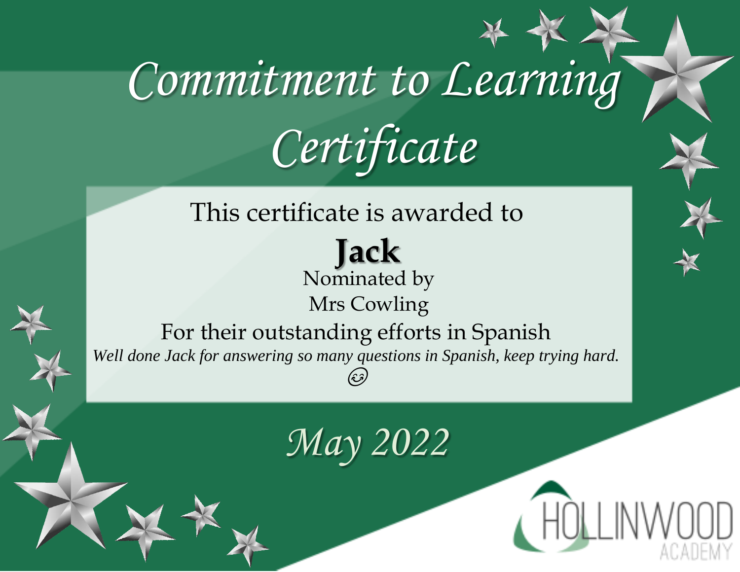# Commitment to Learning Certificate

This certificate is awarded to

**Jack**

Nominated by

Mrs Cowling

For their outstanding efforts in Spanish

*Well done Jack for answering so many questions in Spanish, keep trying hard.* 😊

*May 2022*

HOLLINWOOD ACADEMY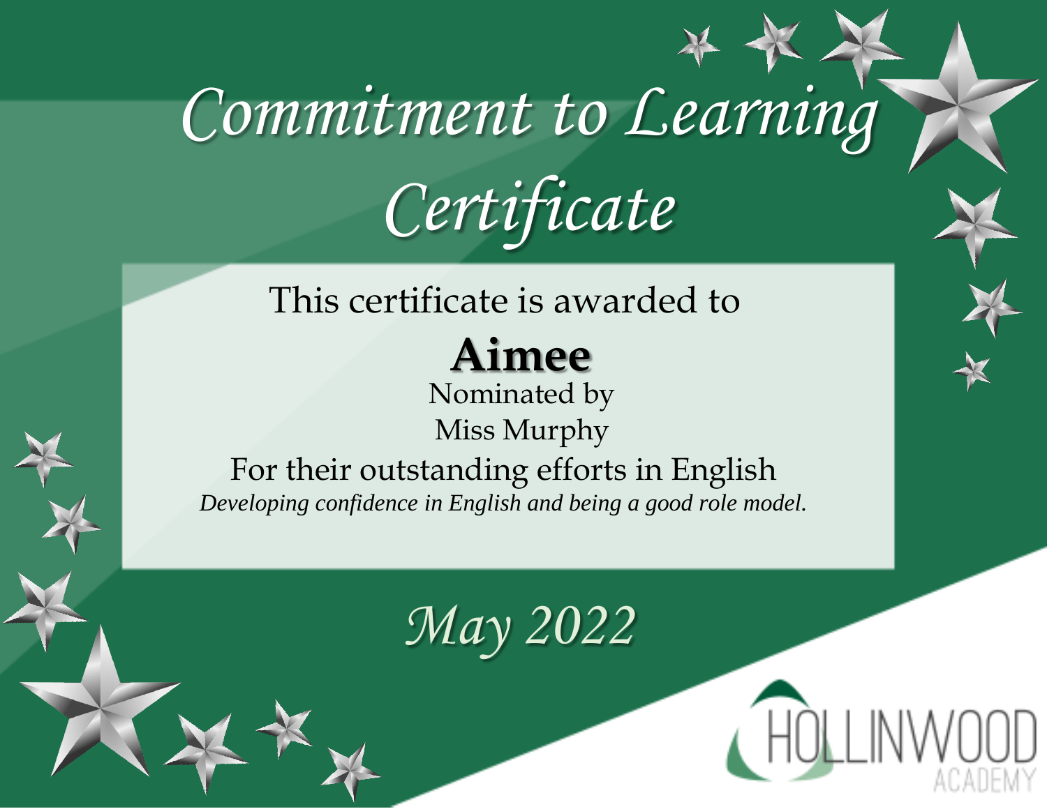# Commitment to Learning Certificate

This certificate is awarded to

**Aimee**

Nominated by

Miss Murphy

For their outstanding efforts in English

*Developing confidence in English and being a good role model.*

*May 2022*

HOLLINWOOD ACADEMY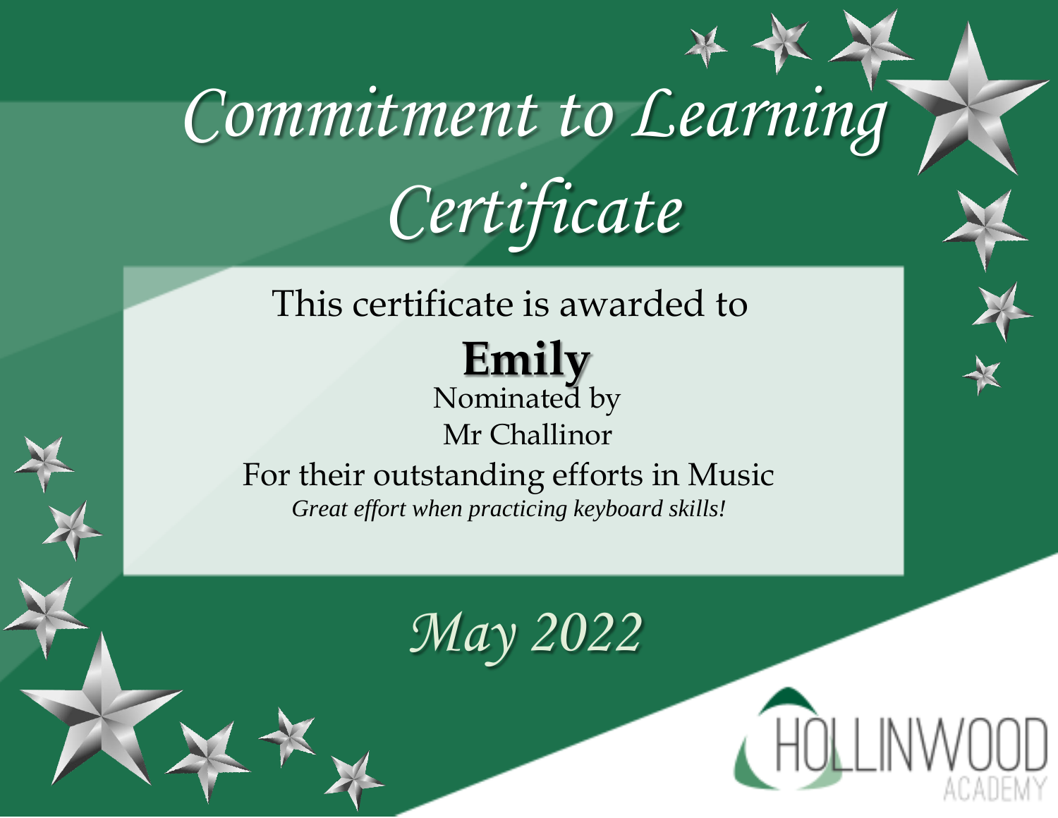# Commitment to Learning Certificate

This certificate is awarded to

**Emily**

Nominated by

Mr Challinor

For their outstanding efforts in Music

*Great effort when practicing keyboard skills!*

*May 2022*

HOLLINWOOD ACADEMY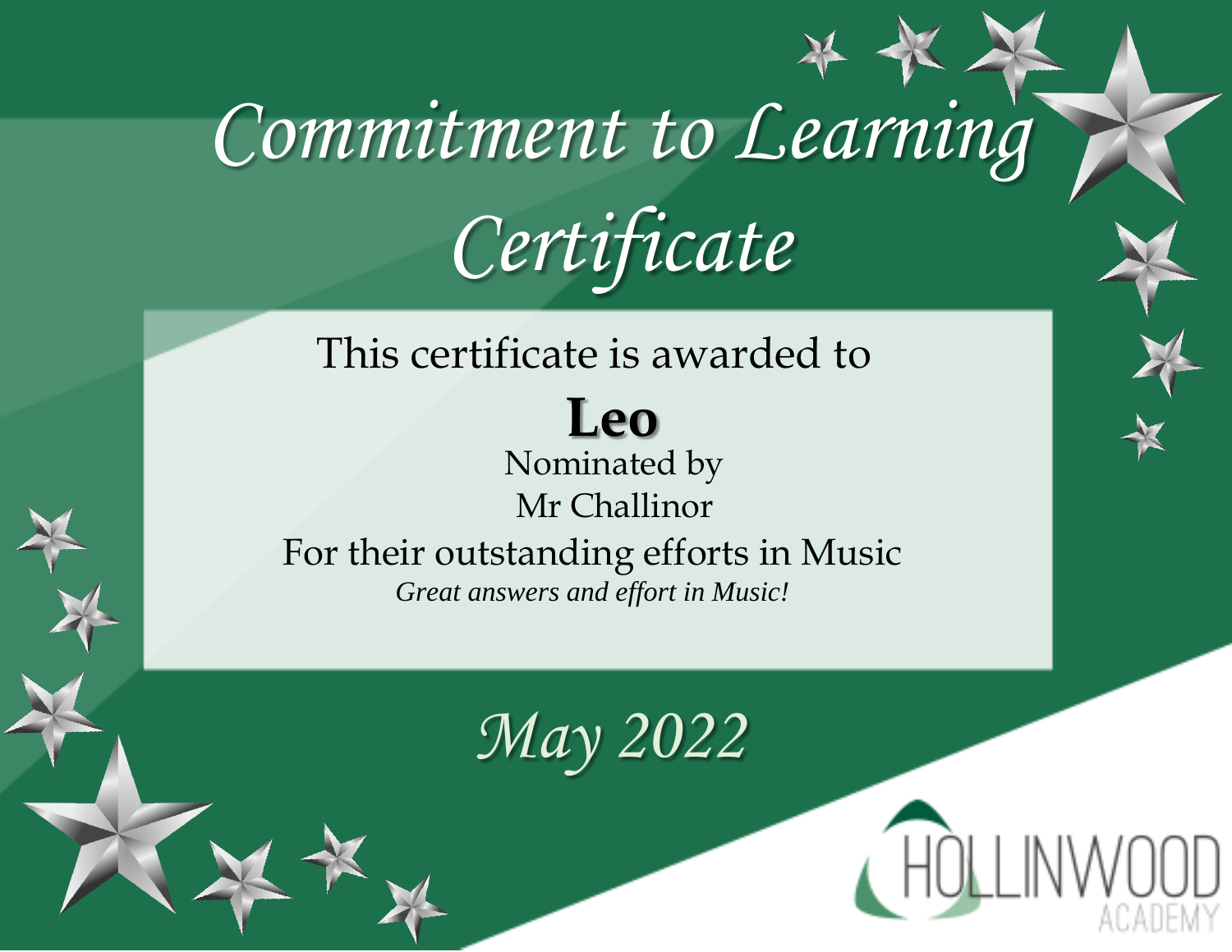# Commitment to Learning Certificate

This certificate is awarded to

**Leo**

Nominated by

Mr Challinor

For their outstanding efforts in Music

*Great answers and effort in Music!*

*May 2022*

HOLLINWOOD ACADEMY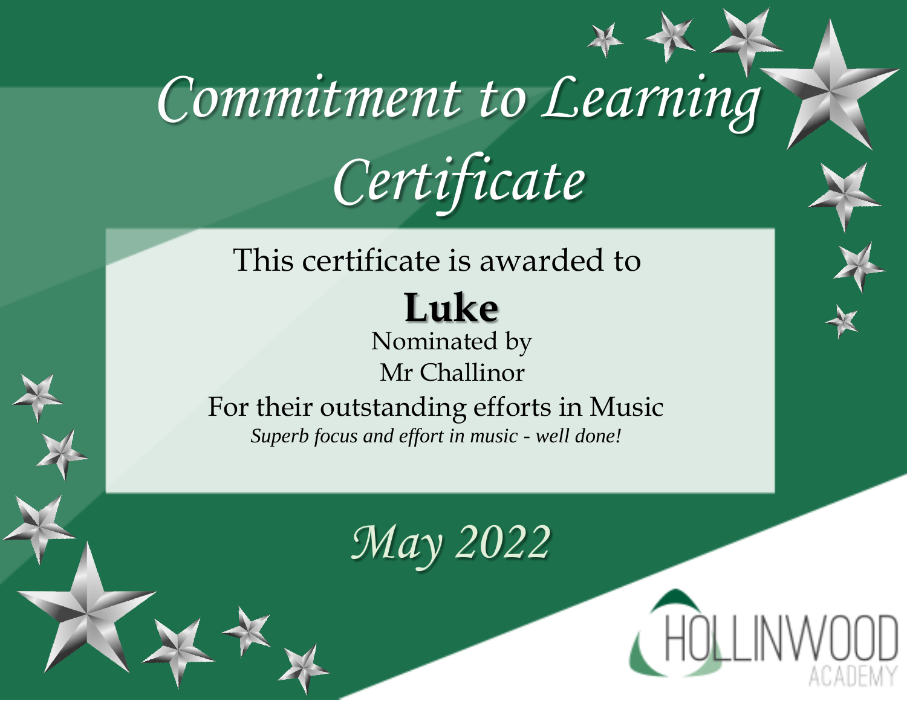# Commitment to Learning Certificate

This certificate is awarded to

**Luke**

Nominated by

Mr Challinor

For their outstanding efforts in Music

*Superb focus and effort in music - well done!*

*May 2022*

HOLLINWOOD ACADEMY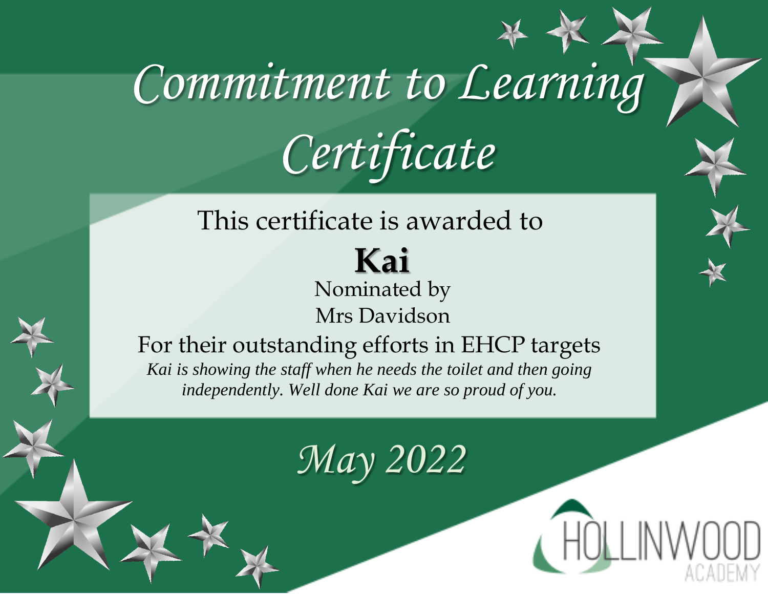# Commitment to Learning Certificate

This certificate is awarded to

**Kai**

Nominated by

Mrs Davidson

For their outstanding efforts in EHCP targets

*Kai is showing the staff when he needs the toilet and then going independently. Well done Kai we are so proud of you.*

*May 2022*

HOLLINWOOD ACADEMY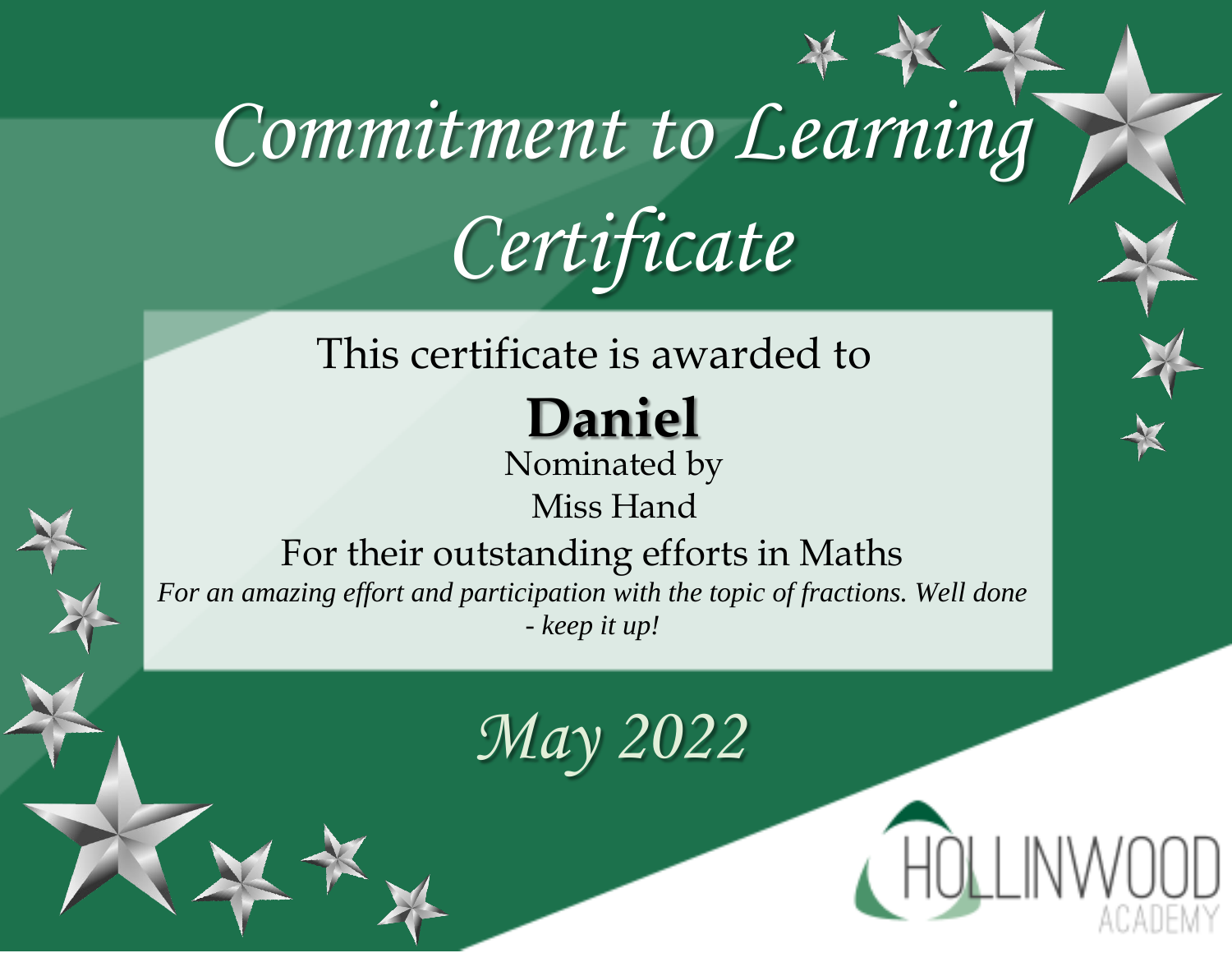# Commitment to Learning Certificate

This certificate is awarded to

**Daniel**

Nominated by

Miss Hand

For their outstanding efforts in Maths

*For an amazing effort and participation with the topic of fractions. Well done - keep it up!*

*May 2022*

HOLLINWOOD ACADEMY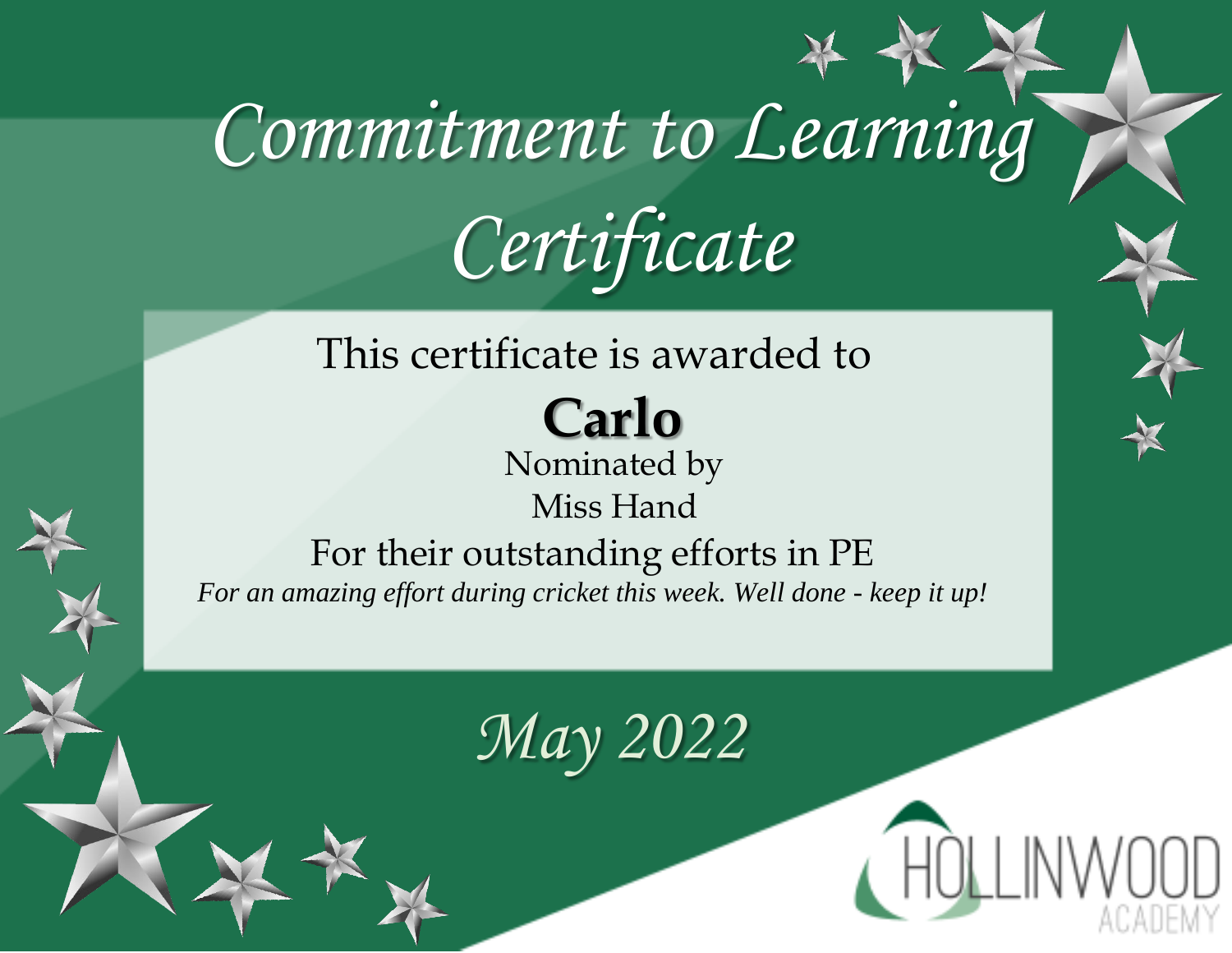# Commitment to Learning Certificate

This certificate is awarded to

**Carlo**

Nominated by

Miss Hand

For their outstanding efforts in PE

*For an amazing effort during cricket this week. Well done - keep it up!*

*May 2022*

HOLLINWOOD ACADEMY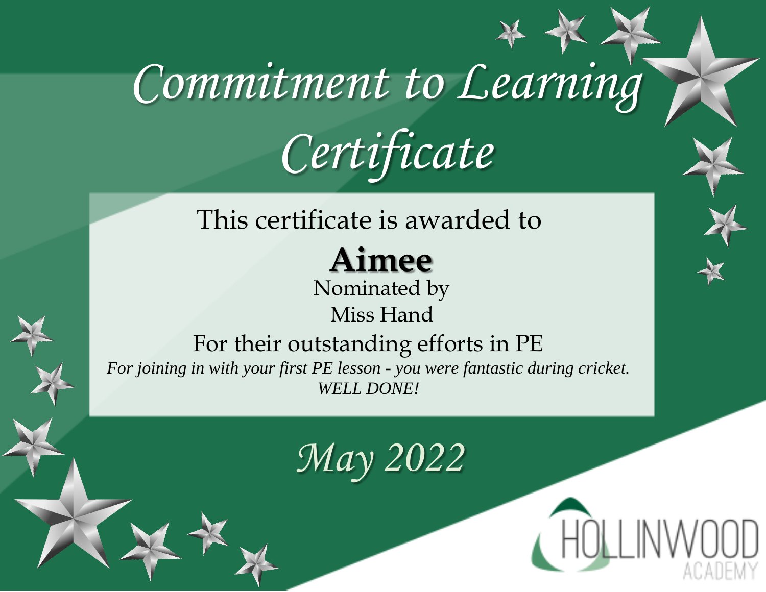# Commitment to Learning Certificate

This certificate is awarded to

**Aimee**

Nominated by

Miss Hand

For their outstanding efforts in PE

*For joining in with your first PE lesson - you were fantastic during cricket. WELL DONE!*

*May 2022*

HOLLINWOOD ACADEMY